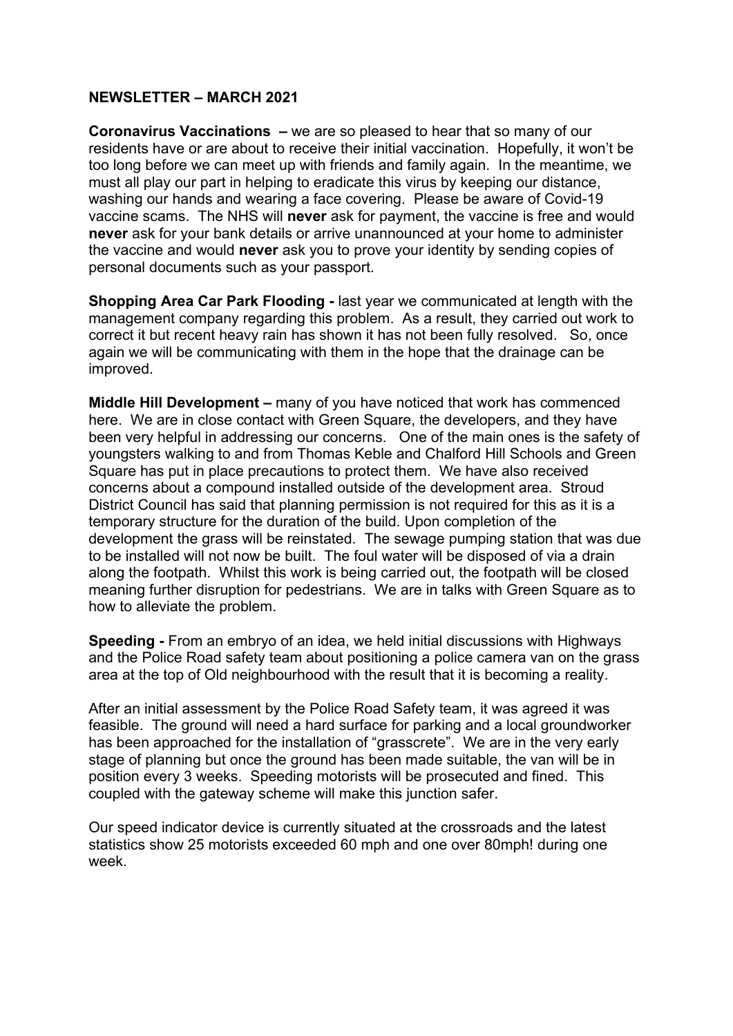**NEWSLETTER – MARCH 2021**

**Coronavirus Vaccinations –** we are so pleased to hear that so many of our residents have or are about to receive their initial vaccination. Hopefully, it won't be too long before we can meet up with friends and family again. In the meantime, we must all play our part in helping to eradicate this virus by keeping our distance, washing our hands and wearing a face covering. Please be aware of Covid-19 vaccine scams. The NHS will **never** ask for payment, the vaccine is free and would **never** ask for your bank details or arrive unannounced at your home to administer the vaccine and would **never** ask you to prove your identity by sending copies of personal documents such as your passport.

**Shopping Area Car Park Flooding -** last year we communicated at length with the management company regarding this problem. As a result, they carried out work to correct it but recent heavy rain has shown it has not been fully resolved. So, once again we will be communicating with them in the hope that the drainage can be improved.

**Middle Hill Development –** many of you have noticed that work has commenced here. We are in close contact with Green Square, the developers, and they have been very helpful in addressing our concerns. One of the main ones is the safety of youngsters walking to and from Thomas Keble and Chalford Hill Schools and Green Square has put in place precautions to protect them. We have also received concerns about a compound installed outside of the development area. Stroud District Council has said that planning permission is not required for this as it is a temporary structure for the duration of the build. Upon completion of the development the grass will be reinstated. The sewage pumping station that was due to be installed will not now be built. The foul water will be disposed of via a drain along the footpath. Whilst this work is being carried out, the footpath will be closed meaning further disruption for pedestrians. We are in talks with Green Square as to how to alleviate the problem.

**Speeding -** From an embryo of an idea, we held initial discussions with Highways and the Police Road safety team about positioning a police camera van on the grass area at the top of Old neighbourhood with the result that it is becoming a reality.

After an initial assessment by the Police Road Safety team, it was agreed it was feasible. The ground will need a hard surface for parking and a local groundworker has been approached for the installation of "grasscrete". We are in the very early stage of planning but once the ground has been made suitable, the van will be in position every 3 weeks. Speeding motorists will be prosecuted and fined. This coupled with the gateway scheme will make this junction safer.

Our speed indicator device is currently situated at the crossroads and the latest statistics show 25 motorists exceeded 60 mph and one over 80mph! during one week.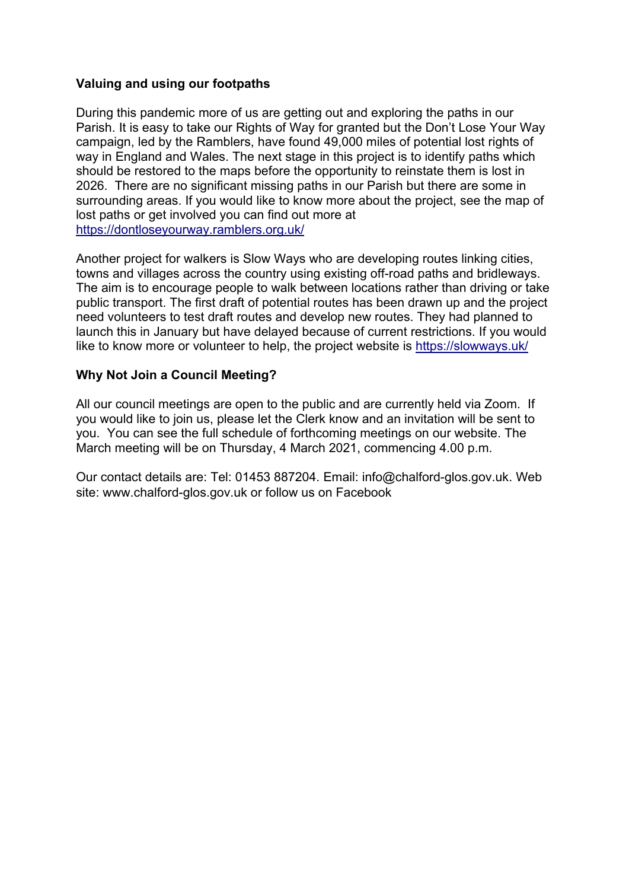**Valuing and using our footpaths**

During this pandemic more of us are getting out and exploring the paths in our Parish. It is easy to take our Rights of Way for granted but the Don't Lose Your Way campaign, led by the Ramblers, have found 49,000 miles of potential lost rights of way in England and Wales. The next stage in this project is to identify paths which should be restored to the maps before the opportunity to reinstate them is lost in 2026. There are no significant missing paths in our Parish but there are some in surrounding areas. If you would like to know more about the project, see the map of lost paths or get involved you can find out more at https://dontloseyourway.ramblers.org.uk/

Another project for walkers is Slow Ways who are developing routes linking cities, towns and villages across the country using existing off-road paths and bridleways. The aim is to encourage people to walk between locations rather than driving or take public transport. The first draft of potential routes has been drawn up and the project need volunteers to test draft routes and develop new routes. They had planned to launch this in January but have delayed because of current restrictions. If you would like to know more or volunteer to help, the project website is https://slowways.uk/

**Why Not Join a Council Meeting?**

All our council meetings are open to the public and are currently held via Zoom. If you would like to join us, please let the Clerk know and an invitation will be sent to you. You can see the full schedule of forthcoming meetings on our website. The March meeting will be on Thursday, 4 March 2021, commencing 4.00 p.m.

Our contact details are: Tel: 01453 887204. Email: info@chalford-glos.gov.uk. Web site: www.chalford-glos.gov.uk or follow us on Facebook